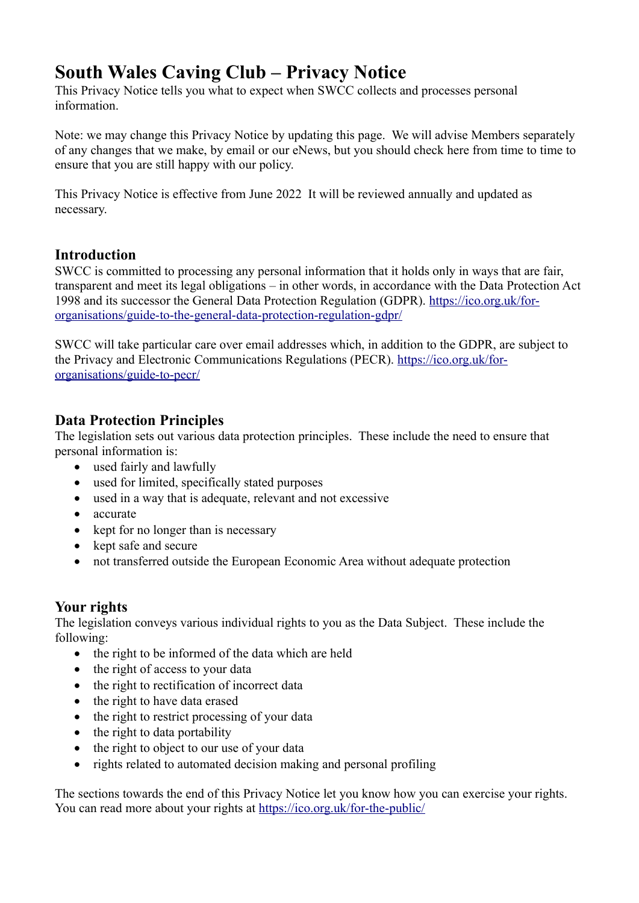# South Wales Caving Club – Privacy Notice

This Privacy Notice tells you what to expect when SWCC collects and processes personal information.

Note: we may change this Privacy Notice by updating this page. We will advise Members separately of any changes that we make, by email or our eNews, but you should check here from time to time to ensure that you are still happy with our policy.

This Privacy Notice is effective from June 2022 It will be reviewed annually and updated as necessary.

## Introduction

SWCC is committed to processing any personal information that it holds only in ways that are fair, transparent and meet its legal obligations – in other words, in accordance with the Data Protection Act 1998 and its successor the General Data Protection Regulation (GDPR). https://ico.org.uk/for-organisations/guide-to-the-general-data-protection-regulation-gdpr/

SWCC will take particular care over email addresses which, in addition to the GDPR, are subject to the Privacy and Electronic Communications Regulations (PECR). https://ico.org.uk/for-organisations/guide-to-pecr/

## Data Protection Principles

The legislation sets out various data protection principles. These include the need to ensure that personal information is:

- used fairly and lawfully
- used for limited, specifically stated purposes
- used in a way that is adequate, relevant and not excessive
- accurate
- kept for no longer than is necessary
- kept safe and secure
- not transferred outside the European Economic Area without adequate protection

## Your rights

The legislation conveys various individual rights to you as the Data Subject. These include the following:

- the right to be informed of the data which are held
- the right of access to your data
- the right to rectification of incorrect data
- the right to have data erased
- the right to restrict processing of your data
- the right to data portability
- the right to object to our use of your data
- rights related to automated decision making and personal profiling

The sections towards the end of this Privacy Notice let you know how you can exercise your rights. You can read more about your rights at https://ico.org.uk/for-the-public/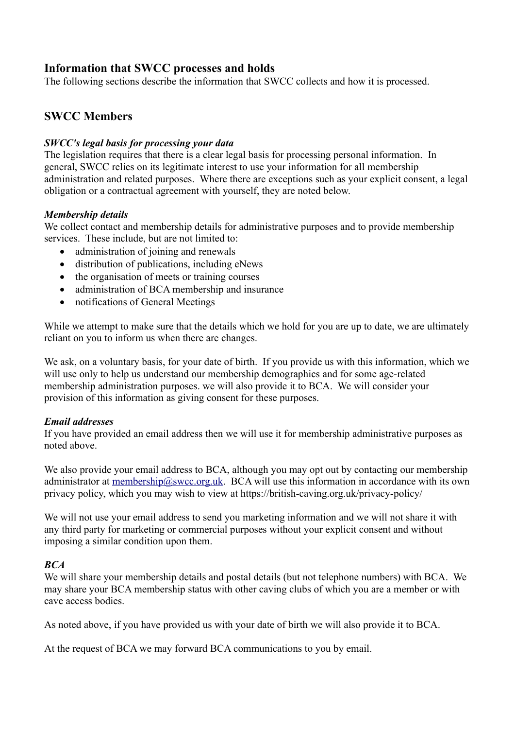## Information that SWCC processes and holds

The following sections describe the information that SWCC collects and how it is processed.

## SWCC Members

### *SWCC's legal basis for processing your data*

The legislation requires that there is a clear legal basis for processing personal information. In general, SWCC relies on its legitimate interest to use your information for all membership administration and related purposes. Where there are exceptions such as your explicit consent, a legal obligation or a contractual agreement with yourself, they are noted below.

### *Membership details*

We collect contact and membership details for administrative purposes and to provide membership services. These include, but are not limited to:

- administration of joining and renewals
- distribution of publications, including eNews
- the organisation of meets or training courses
- administration of BCA membership and insurance
- notifications of General Meetings

While we attempt to make sure that the details which we hold for you are up to date, we are ultimately reliant on you to inform us when there are changes.

We ask, on a voluntary basis, for your date of birth. If you provide us with this information, which we will use only to help us understand our membership demographics and for some age-related membership administration purposes. we will also provide it to BCA. We will consider your provision of this information as giving consent for these purposes.

### *Email addresses*

If you have provided an email address then we will use it for membership administrative purposes as noted above.

We also provide your email address to BCA, although you may opt out by contacting our membership administrator at [membership@swcc.org.uk](mailto:membership@swcc.org.uk). BCA will use this information in accordance with its own privacy policy, which you may wish to view at https://british-caving.org.uk/privacy-policy/

We will not use your email address to send you marketing information and we will not share it with any third party for marketing or commercial purposes without your explicit consent and without imposing a similar condition upon them.

### *BCA*

We will share your membership details and postal details (but not telephone numbers) with BCA. We may share your BCA membership status with other caving clubs of which you are a member or with cave access bodies.

As noted above, if you have provided us with your date of birth we will also provide it to BCA.

At the request of BCA we may forward BCA communications to you by email.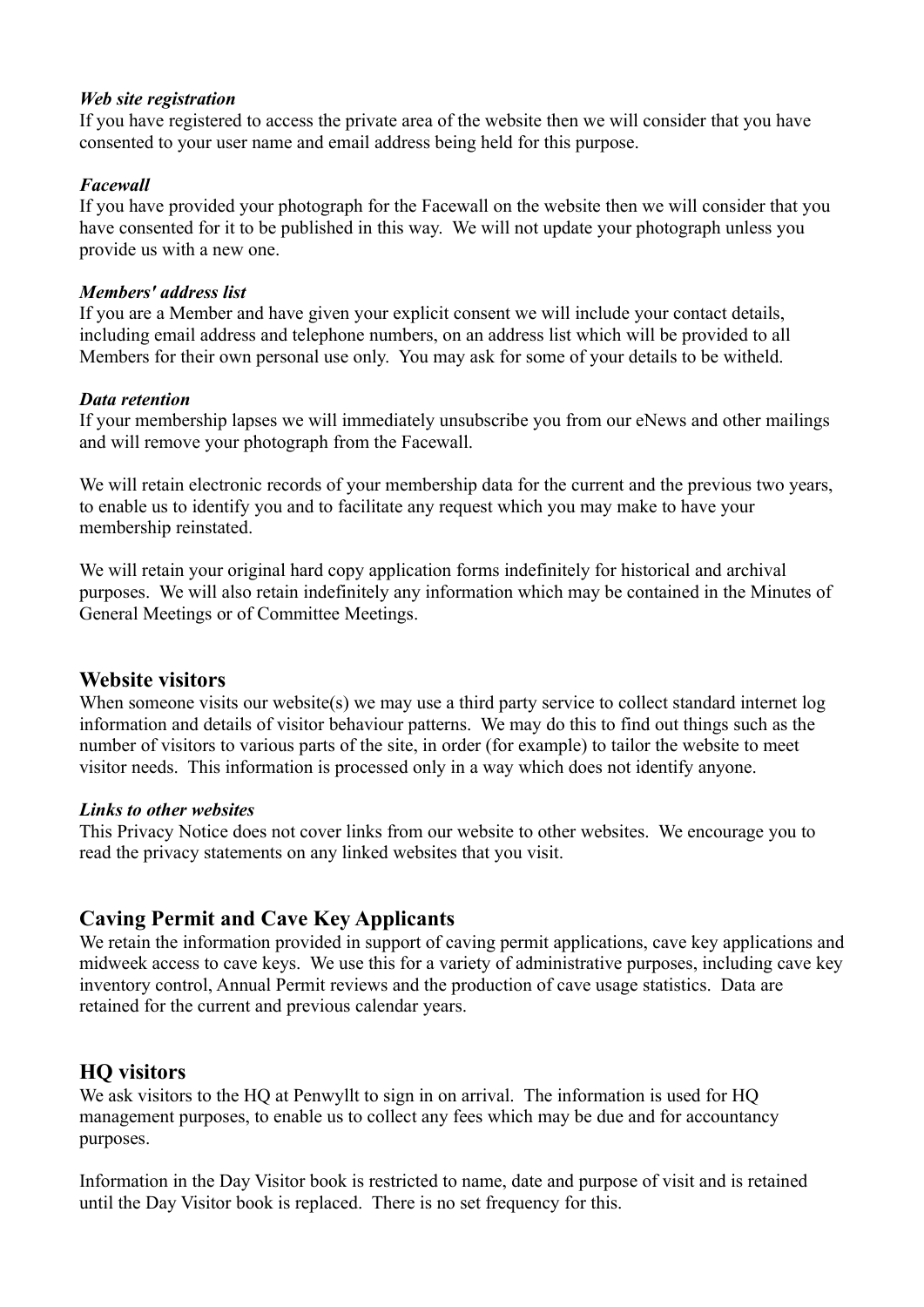***Web site registration***

If you have registered to access the private area of the website then we will consider that you have consented to your user name and email address being held for this purpose.

***Facewall***

If you have provided your photograph for the Facewall on the website then we will consider that you have consented for it to be published in this way. We will not update your photograph unless you provide us with a new one.

***Members' address list***

If you are a Member and have given your explicit consent we will include your contact details, including email address and telephone numbers, on an address list which will be provided to all Members for their own personal use only. You may ask for some of your details to be witheld.

***Data retention***

If your membership lapses we will immediately unsubscribe you from our eNews and other mailings and will remove your photograph from the Facewall.

We will retain electronic records of your membership data for the current and the previous two years, to enable us to identify you and to facilitate any request which you may make to have your membership reinstated.

We will retain your original hard copy application forms indefinitely for historical and archival purposes. We will also retain indefinitely any information which may be contained in the Minutes of General Meetings or of Committee Meetings.

## Website visitors

When someone visits our website(s) we may use a third party service to collect standard internet log information and details of visitor behaviour patterns. We may do this to find out things such as the number of visitors to various parts of the site, in order (for example) to tailor the website to meet visitor needs. This information is processed only in a way which does not identify anyone.

***Links to other websites***

This Privacy Notice does not cover links from our website to other websites. We encourage you to read the privacy statements on any linked websites that you visit.

## Caving Permit and Cave Key Applicants

We retain the information provided in support of caving permit applications, cave key applications and midweek access to cave keys. We use this for a variety of administrative purposes, including cave key inventory control, Annual Permit reviews and the production of cave usage statistics. Data are retained for the current and previous calendar years.

## HQ visitors

We ask visitors to the HQ at Penwyllt to sign in on arrival. The information is used for HQ management purposes, to enable us to collect any fees which may be due and for accountancy purposes.

Information in the Day Visitor book is restricted to name, date and purpose of visit and is retained until the Day Visitor book is replaced. There is no set frequency for this.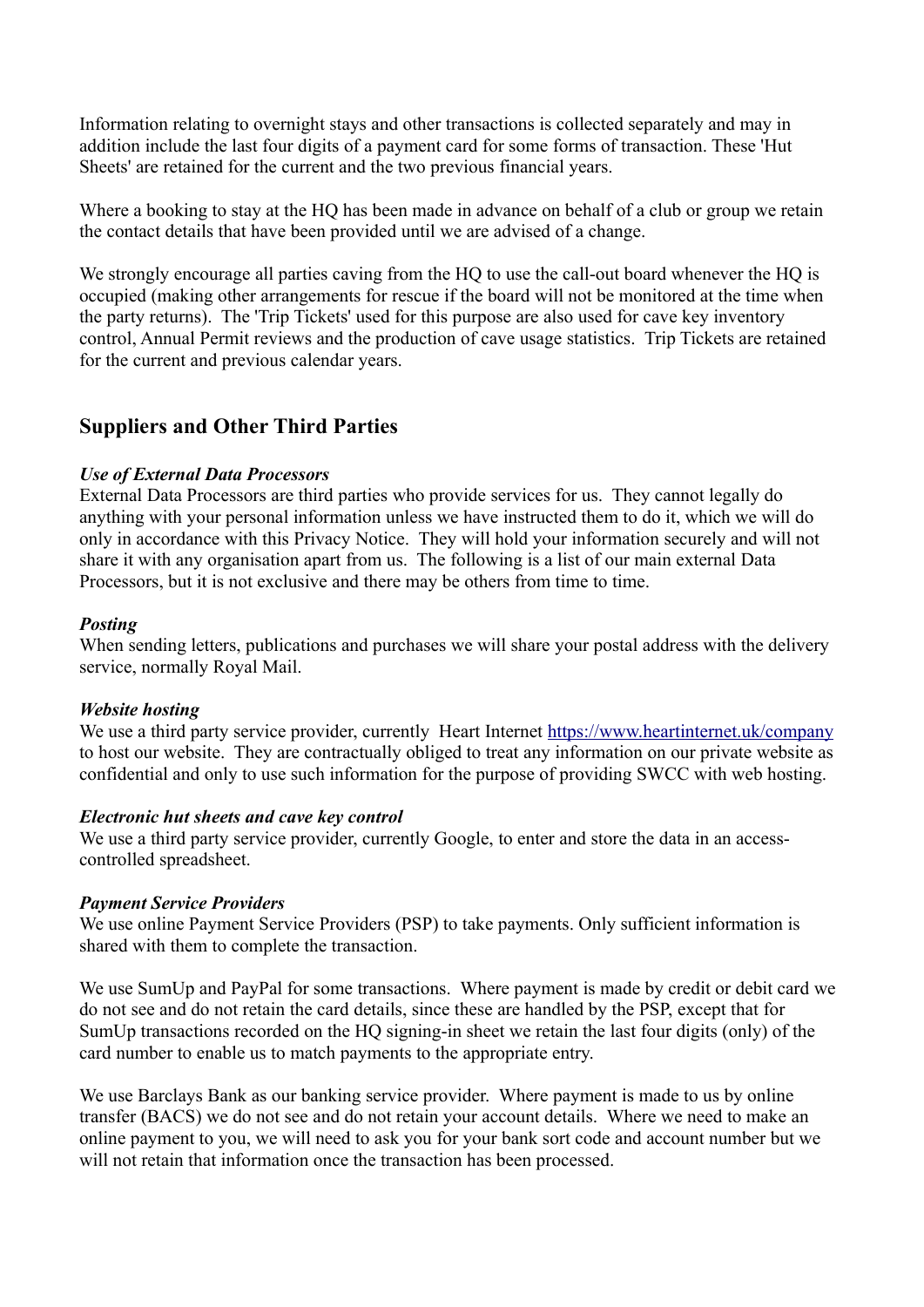Information relating to overnight stays and other transactions is collected separately and may in addition include the last four digits of a payment card for some forms of transaction. These 'Hut Sheets' are retained for the current and the two previous financial years.

Where a booking to stay at the HQ has been made in advance on behalf of a club or group we retain the contact details that have been provided until we are advised of a change.

We strongly encourage all parties caving from the HQ to use the call-out board whenever the HQ is occupied (making other arrangements for rescue if the board will not be monitored at the time when the party returns). The 'Trip Tickets' used for this purpose are also used for cave key inventory control, Annual Permit reviews and the production of cave usage statistics. Trip Tickets are retained for the current and previous calendar years.

## Suppliers and Other Third Parties

***Use of External Data Processors***

External Data Processors are third parties who provide services for us. They cannot legally do anything with your personal information unless we have instructed them to do it, which we will do only in accordance with this Privacy Notice. They will hold your information securely and will not share it with any organisation apart from us. The following is a list of our main external Data Processors, but it is not exclusive and there may be others from time to time.

***Posting***

When sending letters, publications and purchases we will share your postal address with the delivery service, normally Royal Mail.

***Website hosting***

We use a third party service provider, currently Heart Internet https://www.heartinternet.uk/company to host our website. They are contractually obliged to treat any information on our private website as confidential and only to use such information for the purpose of providing SWCC with web hosting.

***Electronic hut sheets and cave key control***

We use a third party service provider, currently Google, to enter and store the data in an access-controlled spreadsheet.

***Payment Service Providers***

We use online Payment Service Providers (PSP) to take payments. Only sufficient information is shared with them to complete the transaction.

We use SumUp and PayPal for some transactions. Where payment is made by credit or debit card we do not see and do not retain the card details, since these are handled by the PSP, except that for SumUp transactions recorded on the HQ signing-in sheet we retain the last four digits (only) of the card number to enable us to match payments to the appropriate entry.

We use Barclays Bank as our banking service provider. Where payment is made to us by online transfer (BACS) we do not see and do not retain your account details. Where we need to make an online payment to you, we will need to ask you for your bank sort code and account number but we will not retain that information once the transaction has been processed.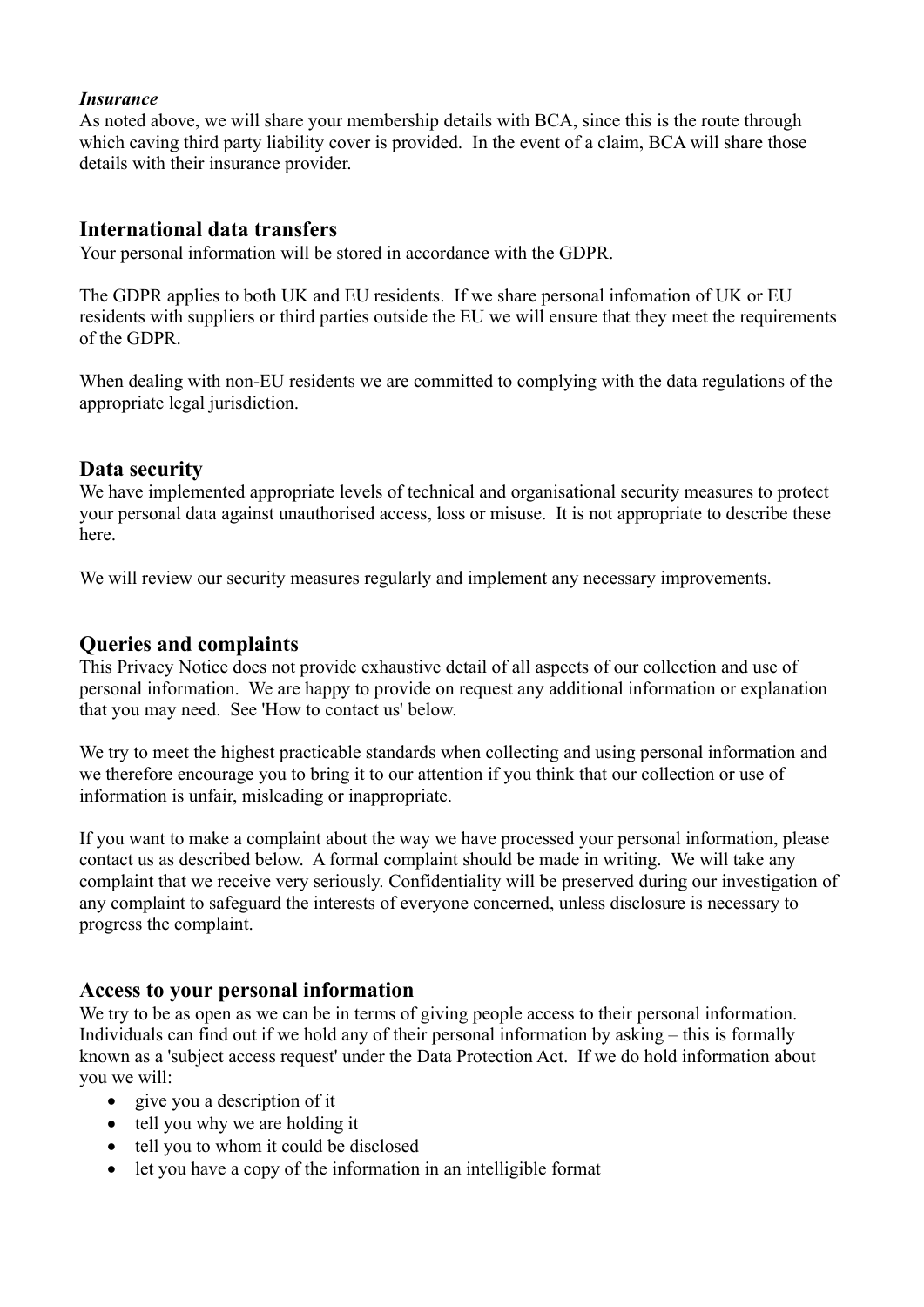***Insurance***

As noted above, we will share your membership details with BCA, since this is the route through which caving third party liability cover is provided. In the event of a claim, BCA will share those details with their insurance provider.

## International data transfers

Your personal information will be stored in accordance with the GDPR.

The GDPR applies to both UK and EU residents. If we share personal infomation of UK or EU residents with suppliers or third parties outside the EU we will ensure that they meet the requirements of the GDPR.

When dealing with non-EU residents we are committed to complying with the data regulations of the appropriate legal jurisdiction.

## Data security

We have implemented appropriate levels of technical and organisational security measures to protect your personal data against unauthorised access, loss or misuse. It is not appropriate to describe these here.

We will review our security measures regularly and implement any necessary improvements.

## Queries and complaints

This Privacy Notice does not provide exhaustive detail of all aspects of our collection and use of personal information. We are happy to provide on request any additional information or explanation that you may need. See 'How to contact us' below.

We try to meet the highest practicable standards when collecting and using personal information and we therefore encourage you to bring it to our attention if you think that our collection or use of information is unfair, misleading or inappropriate.

If you want to make a complaint about the way we have processed your personal information, please contact us as described below. A formal complaint should be made in writing. We will take any complaint that we receive very seriously. Confidentiality will be preserved during our investigation of any complaint to safeguard the interests of everyone concerned, unless disclosure is necessary to progress the complaint.

## Access to your personal information

We try to be as open as we can be in terms of giving people access to their personal information. Individuals can find out if we hold any of their personal information by asking – this is formally known as a 'subject access request' under the Data Protection Act. If we do hold information about you we will:

- give you a description of it
- tell you why we are holding it
- tell you to whom it could be disclosed
- let you have a copy of the information in an intelligible format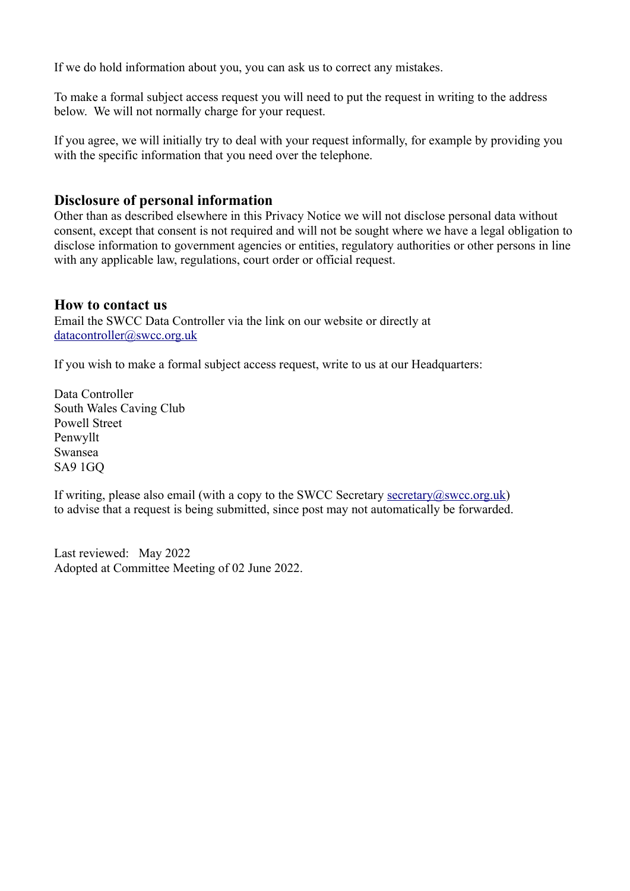If we do hold information about you, you can ask us to correct any mistakes.

To make a formal subject access request you will need to put the request in writing to the address below. We will not normally charge for your request.

If you agree, we will initially try to deal with your request informally, for example by providing you with the specific information that you need over the telephone.

## Disclosure of personal information

Other than as described elsewhere in this Privacy Notice we will not disclose personal data without consent, except that consent is not required and will not be sought where we have a legal obligation to disclose information to government agencies or entities, regulatory authorities or other persons in line with any applicable law, regulations, court order or official request.

## How to contact us

Email the SWCC Data Controller via the link on our website or directly at datacontroller@swcc.org.uk

If you wish to make a formal subject access request, write to us at our Headquarters:

Data Controller
South Wales Caving Club
Powell Street
Penwyllt
Swansea
SA9 1GQ

If writing, please also email (with a copy to the SWCC Secretary secretary@swcc.org.uk) to advise that a request is being submitted, since post may not automatically be forwarded.

Last reviewed: May 2022
Adopted at Committee Meeting of 02 June 2022.